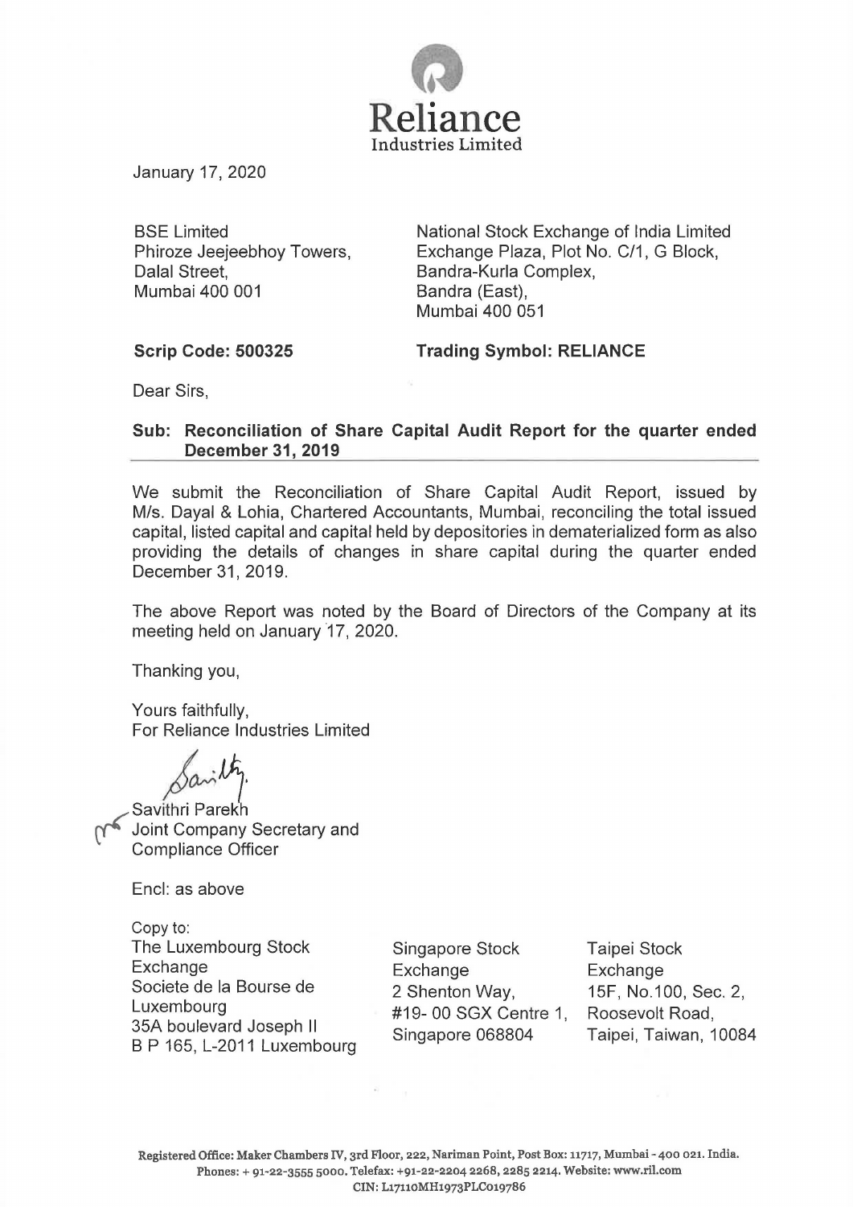Reliance
Industries Limited

January 17, 2020

BSE Limited
Phiroze Jeejeebhoy Towers,
Dalal Street,
Mumbai 400 001

National Stock Exchange of India Limited
Exchange Plaza, Plot No. C/1, G Block,
Bandra-Kurla Complex,
Bandra (East),
Mumbai 400 051

**Scrip Code: 500325**

**Trading Symbol: RELIANCE**

Dear Sirs,

**Sub: Reconciliation of Share Capital Audit Report for the quarter ended December 31, 2019**

We submit the Reconciliation of Share Capital Audit Report, issued by M/s. Dayal & Lohia, Chartered Accountants, Mumbai, reconciling the total issued capital, listed capital and capital held by depositories in dematerialized form as also providing the details of changes in share capital during the quarter ended December 31, 2019.

The above Report was noted by the Board of Directors of the Company at its meeting held on January 17, 2020.

Thanking you,

Yours faithfully,
For Reliance Industries Limited

Savithri Parekh
Joint Company Secretary and
Compliance Officer

Encl: as above

Copy to:

The Luxembourg Stock Exchange
Societe de la Bourse de Luxembourg
35A boulevard Joseph II
B P 165, L-2011 Luxembourg

Singapore Stock Exchange
2 Shenton Way,
#19- 00 SGX Centre 1,
Singapore 068804

Taipei Stock Exchange
15F, No.100, Sec. 2,
Roosevolt Road,
Taipei, Taiwan, 10084

Registered Office: Maker Chambers IV, 3rd Floor, 222, Nariman Point, Post Box: 11717, Mumbai - 400 021. India.
Phones: + 91-22-3555 5000. Telefax: +91-22-2204 2268, 2285 2214. Website: www.ril.com
CIN: L17110MH1973PLC019786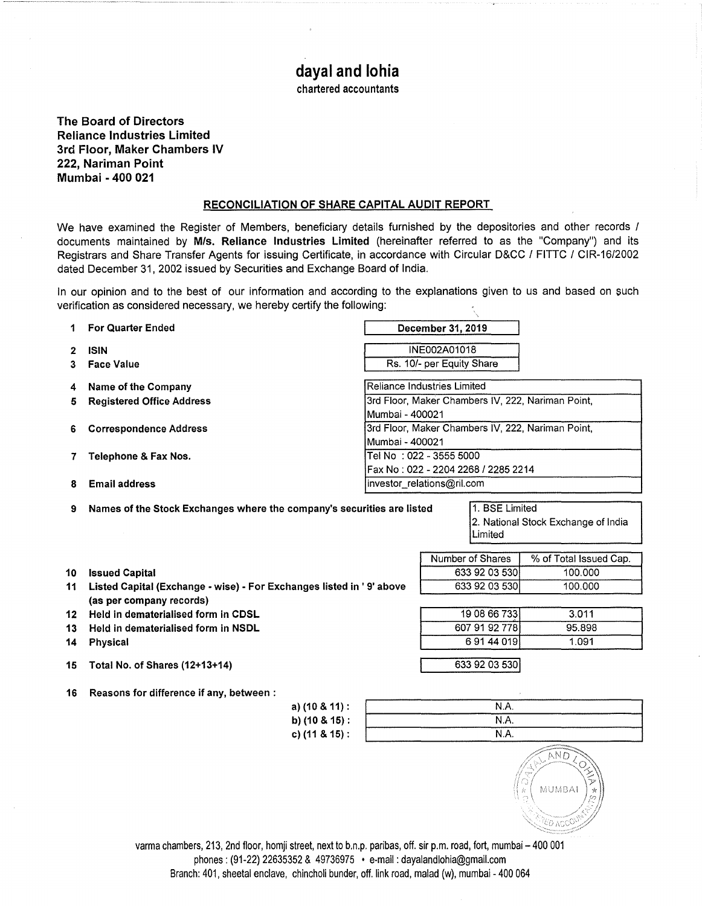# dayal and lohia

chartered accountants

**The Board of Directors**
**Reliance Industries Limited**
**3rd Floor, Maker Chambers IV**
**222, Nariman Point**
**Mumbai - 400 021**

## RECONCILIATION OF SHARE CAPITAL AUDIT REPORT

We have examined the Register of Members, beneficiary details furnished by the depositories and other records / documents maintained by **M/s. Reliance Industries Limited** (hereinafter referred to as the "Company") and its Registrars and Share Transfer Agents for issuing Certificate, in accordance with Circular D&CC / FITTC / CIR-16/2002 dated December 31, 2002 issued by Securities and Exchange Board of India.

In our opinion and to the best of our information and according to the explanations given to us and based on such verification as considered necessary, we hereby certify the following:

| No. | Particulars | Details |
|---|---|---|
| 1 | **For Quarter Ended** | **December 31, 2019** |
| 2 | **ISIN** | INE002A01018 |
| 3 | **Face Value** | Rs. 10/- per Equity Share |
| 4 | **Name of the Company** | Reliance Industries Limited |
| 5 | **Registered Office Address** | 3rd Floor, Maker Chambers IV, 222, Nariman Point, Mumbai - 400021 |
| 6 | **Correspondence Address** | 3rd Floor, Maker Chambers IV, 222, Nariman Point, Mumbai - 400021 |
| 7 | **Telephone & Fax Nos.** | Tel No : 022 - 3555 5000<br>Fax No : 022 - 2204 2268 / 2285 2214 |
| 8 | **Email address** | investor_relations@ril.com |
| 9 | **Names of the Stock Exchanges where the company's securities are listed** | 1. BSE Limited<br>2. National Stock Exchange of India Limited |

| No. | Particulars | Number of Shares | % of Total Issued Cap. |
|---|---|---|---|
| 10 | **Issued Capital** | 633 92 03 530 | 100.000 |
| 11 | **Listed Capital (Exchange - wise) - For Exchanges listed in ' 9' above (as per company records)** | 633 92 03 530 | 100.000 |
| 12 | **Held in dematerialised form in CDSL** | 19 08 66 733 | 3.011 |
| 13 | **Held in dematerialised form in NSDL** | 607 91 92 778 | 95.898 |
| 14 | **Physical** | 6 91 44 019 | 1.091 |
| 15 | **Total No. of Shares (12+13+14)** | 633 92 03 530 | |

**16 Reasons for difference if any, between :**

| | |
|---|---|
| **a) (10 & 11) :** | N.A. |
| **b) (10 & 15) :** | N.A. |
| **c) (11 & 15) :** | N.A. |

varma chambers, 213, 2nd floor, homji street, next to b.n.p. paribas, off. sir p.m. road, fort, mumbai – 400 001
phones : (91-22) 22635352 & 49736975 • e-mail : dayalandlohia@gmail.com
Branch: 401, sheetal enclave, chincholi bunder, off. link road, malad (w), mumbai - 400 064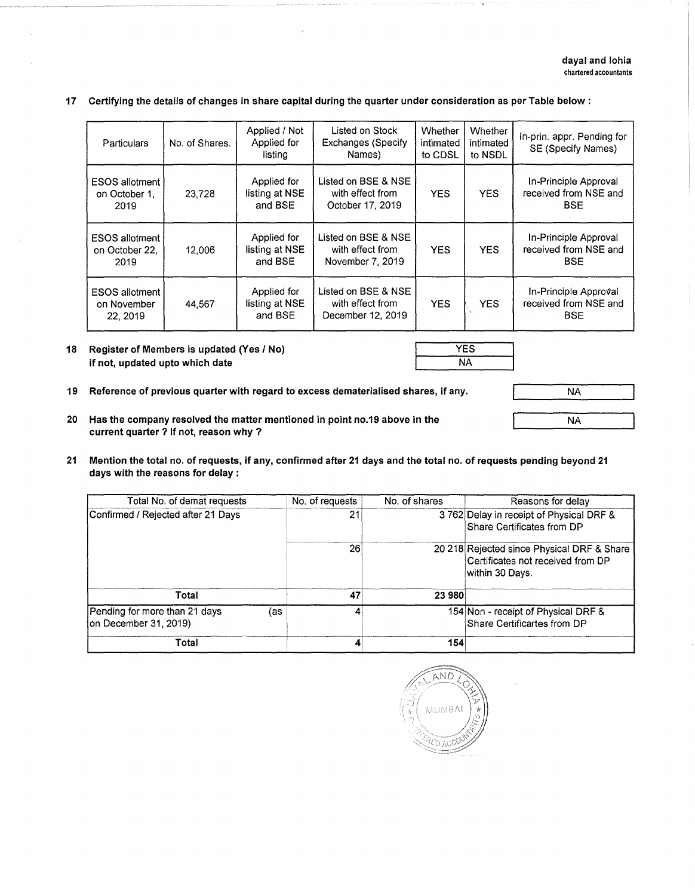dayal and lohia
chartered accountants

**17 Certifying the details of changes in share capital during the quarter under consideration as per Table below :**

| Particulars | No. of Shares. | Applied / Not Applied for listing | Listed on Stock Exchanges (Specify Names) | Whether intimated to CDSL | Whether intimated to NSDL | In-prin. appr. Pending for SE (Specify Names) |
|---|---|---|---|---|---|---|
| ESOS allotment on October 1, 2019 | 23,728 | Applied for listing at NSE and BSE | Listed on BSE & NSE with effect from October 17, 2019 | YES | YES | In-Principle Approval received from NSE and BSE |
| ESOS allotment on October 22, 2019 | 12,006 | Applied for listing at NSE and BSE | Listed on BSE & NSE with effect from November 7, 2019 | YES | YES | In-Principle Approval received from NSE and BSE |
| ESOS allotment on November 22, 2019 | 44,567 | Applied for listing at NSE and BSE | Listed on BSE & NSE with effect from December 12, 2019 | YES | YES | In-Principle Approval received from NSE and BSE |

**18 Register of Members is updated (Yes / No)** YES
**if not, updated upto which date** NA

**19 Reference of previous quarter with regard to excess dematerialised shares, if any.** NA

**20 Has the company resolved the matter mentioned in point no.19 above in the current quarter ? If not, reason why ?** NA

**21 Mention the total no. of requests, if any, confirmed after 21 days and the total no. of requests pending beyond 21 days with the reasons for delay :**

| Total No. of demat requests | No. of requests | No. of shares | Reasons for delay |
|---|---|---|---|
| Confirmed / Rejected after 21 Days | 21 | 3 762 | Delay in receipt of Physical DRF & Share Certificates from DP |
| | 26 | 20 218 | Rejected since Physical DRF & Share Certificates not received from DP within 30 Days. |
| **Total** | **47** | **23 980** | |
| Pending for more than 21 days (as on December 31, 2019) | 4 | 154 | Non - receipt of Physical DRF & Share Certificartes from DP |
| **Total** | **4** | **154** | |

DAYAL AND LOHIA MUMBAI CHARTERED ACCOUNTANTS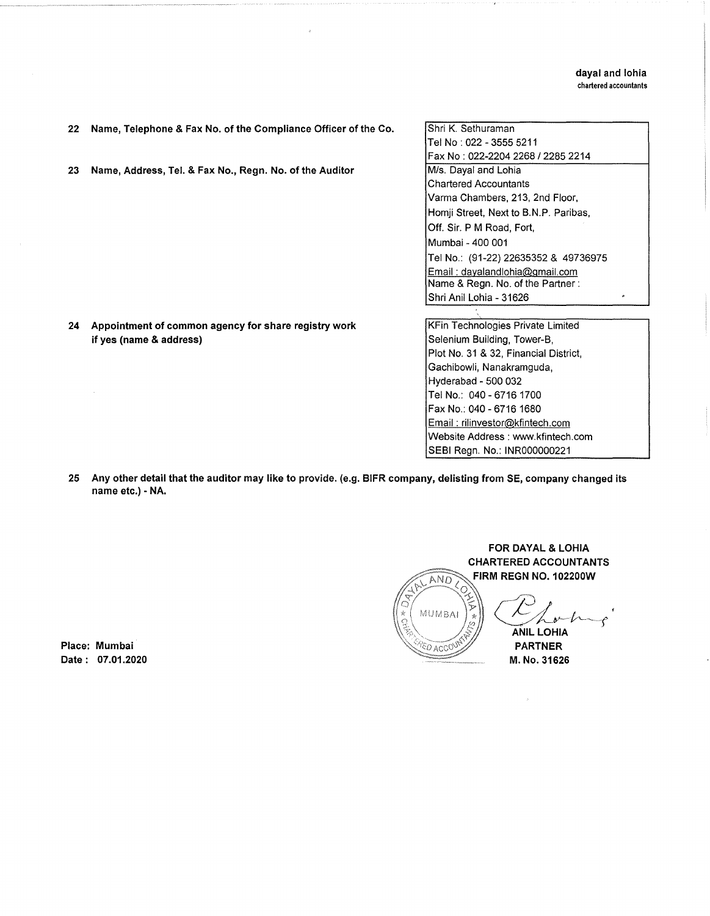**dayal and lohia**
**chartered accountants**

| | | |
|---|---|---|
| **22** | **Name, Telephone & Fax No. of the Compliance Officer of the Co.** | Shri K. Sethuraman<br>Tel No : 022 - 3555 5211<br>Fax No : 022-2204 2268 / 2285 2214 |
| **23** | **Name, Address, Tel. & Fax No., Regn. No. of the Auditor** | M/s. Dayal and Lohia<br>Chartered Accountants<br>Varma Chambers, 213, 2nd Floor,<br>Homji Street, Next to B.N.P. Paribas,<br>Off. Sir. P M Road, Fort,<br>Mumbai - 400 001<br>Tel No.: (91-22) 22635352 & 49736975<br>Email : dayalandlohia@gmail.com<br>Name & Regn. No. of the Partner :<br>Shri Anil Lohia - 31626 |
| **24** | **Appointment of common agency for share registry work if yes (name & address)** | KFin Technologies Private Limited<br>Selenium Building, Tower-B,<br>Plot No. 31 & 32, Financial District,<br>Gachibowli, Nanakramguda,<br>Hyderabad - 500 032<br>Tel No.: 040 - 6716 1700<br>Fax No.: 040 - 6716 1680<br>Email : rilinvestor@kfintech.com<br>Website Address : www.kfintech.com<br>SEBI Regn. No.: INR000000221 |

**25 Any other detail that the auditor may like to provide. (e.g. BIFR company, delisting from SE, company changed its name etc.) - NA.**

**FOR DAYAL & LOHIA**
**CHARTERED ACCOUNTANTS**
**FIRM REGN NO. 102200W**

**ANIL LOHIA**
**PARTNER**
**M. No. 31626**

**Place: Mumbai**
**Date : 07.01.2020**